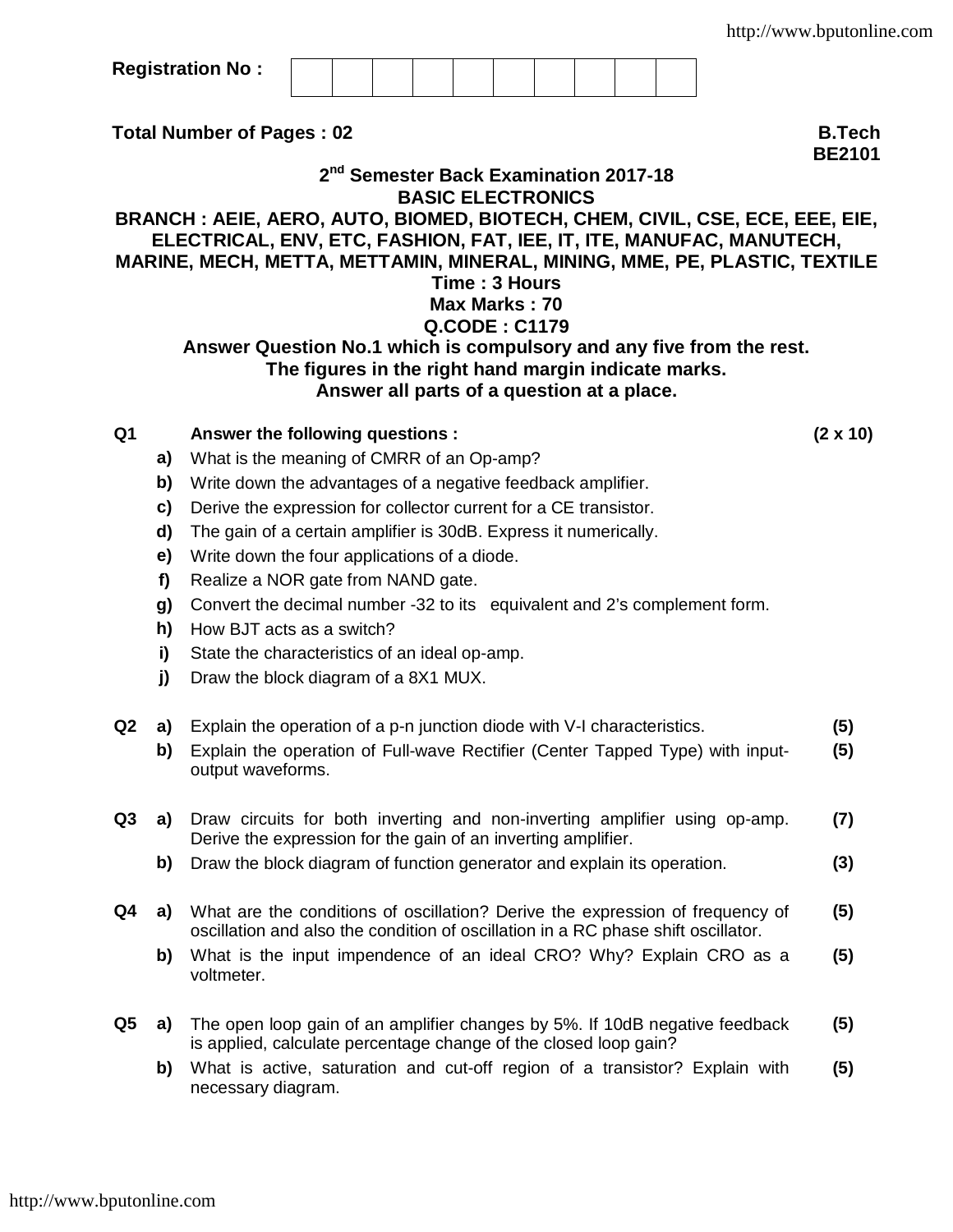Registration No :

**Total Number of Pages : 02**

**B.Tech**
**BE2101**

## 2nd Semester Back Examination 2017-18
## BASIC ELECTRONICS

**BRANCH : AEIE, AERO, AUTO, BIOMED, BIOTECH, CHEM, CIVIL, CSE, ECE, EEE, EIE, ELECTRICAL, ENV, ETC, FASHION, FAT, IEE, IT, ITE, MANUFAC, MANUTECH, MARINE, MECH, METTA, METTAMIN, MINERAL, MINING, MME, PE, PLASTIC, TEXTILE**

**Time : 3 Hours**
**Max Marks : 70**
**Q.CODE : C1179**

**Answer Question No.1 which is compulsory and any five from the rest.**
**The figures in the right hand margin indicate marks.**
**Answer all parts of a question at a place.**

**Q1** **Answer the following questions :** **(2 x 10)**

- **a)** What is the meaning of CMRR of an Op-amp?
- **b)** Write down the advantages of a negative feedback amplifier.
- **c)** Derive the expression for collector current for a CE transistor.
- **d)** The gain of a certain amplifier is 30dB. Express it numerically.
- **e)** Write down the four applications of a diode.
- **f)** Realize a NOR gate from NAND gate.
- **g)** Convert the decimal number -32 to its equivalent and 2's complement form.
- **h)** How BJT acts as a switch?
- **i)** State the characteristics of an ideal op-amp.
- **j)** Draw the block diagram of a 8X1 MUX.

**Q2**
- **a)** Explain the operation of a p-n junction diode with V-I characteristics. **(5)**
- **b)** Explain the operation of Full-wave Rectifier (Center Tapped Type) with input-output waveforms. **(5)**

**Q3**
- **a)** Draw circuits for both inverting and non-inverting amplifier using op-amp. Derive the expression for the gain of an inverting amplifier. **(7)**
- **b)** Draw the block diagram of function generator and explain its operation. **(3)**

**Q4**
- **a)** What are the conditions of oscillation? Derive the expression of frequency of oscillation and also the condition of oscillation in a RC phase shift oscillator. **(5)**
- **b)** What is the input impendence of an ideal CRO? Why? Explain CRO as a voltmeter. **(5)**

**Q5**
- **a)** The open loop gain of an amplifier changes by 5%. If 10dB negative feedback is applied, calculate percentage change of the closed loop gain? **(5)**
- **b)** What is active, saturation and cut-off region of a transistor? Explain with necessary diagram. **(5)**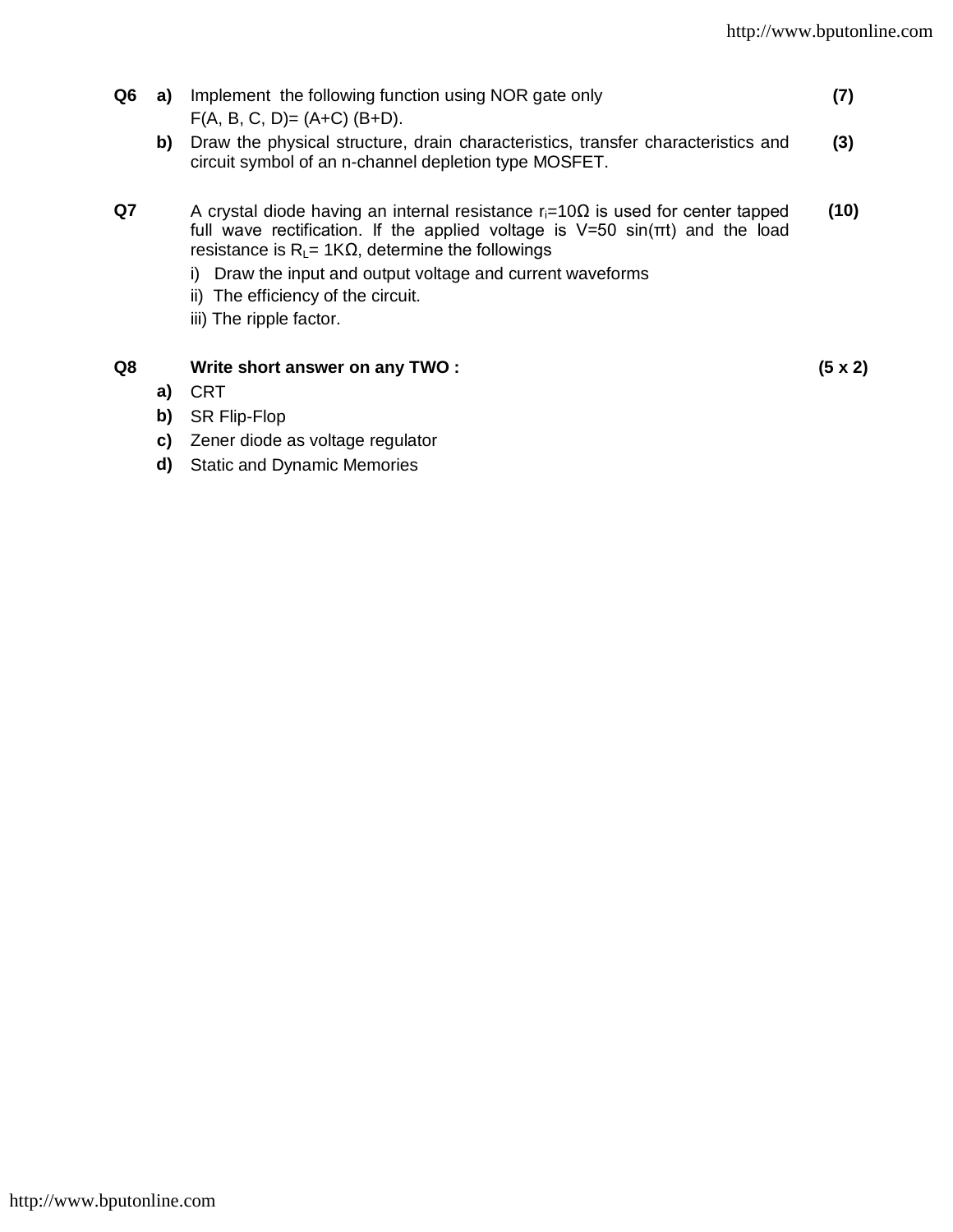**Q6** **a)** Implement the following function using NOR gate only **(7)**

$F(A, B, C, D) = (A+C)(B+D)$.

**b)** Draw the physical structure, drain characteristics, transfer characteristics and circuit symbol of an n-channel depletion type MOSFET. **(3)**

**Q7** A crystal diode having an internal resistance $r_i = 10\Omega$ is used for center tapped full wave rectification. If the applied voltage is $V = 50 \sin(\pi t)$ and the load resistance is $R_L = 1K\Omega$, determine the followings **(10)**

i) Draw the input and output voltage and current waveforms

ii) The efficiency of the circuit.

iii) The ripple factor.

**Q8** **Write short answer on any TWO :** **(5 x 2)**

**a)** CRT

**b)** SR Flip-Flop

**c)** Zener diode as voltage regulator

**d)** Static and Dynamic Memories